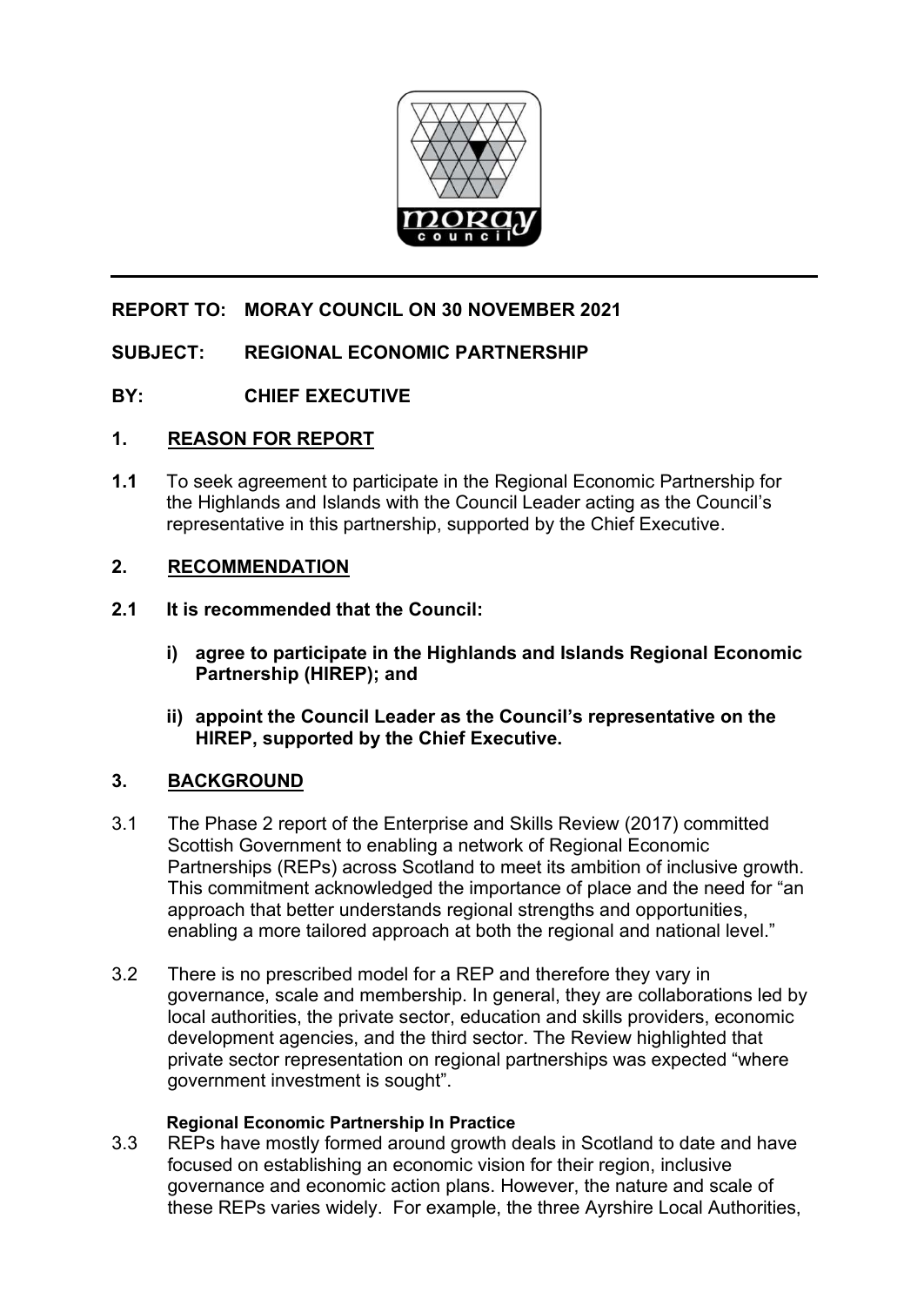**REPORT TO: MORAY COUNCIL ON 30 NOVEMBER 2021**

**SUBJECT: REGIONAL ECONOMIC PARTNERSHIP**

**BY: CHIEF EXECUTIVE**

## 1. REASON FOR REPORT

**1.1** To seek agreement to participate in the Regional Economic Partnership for the Highlands and Islands with the Council Leader acting as the Council's representative in this partnership, supported by the Chief Executive.

## 2. RECOMMENDATION

**2.1 It is recommended that the Council:**

**i) agree to participate in the Highlands and Islands Regional Economic Partnership (HIREP); and**

**ii) appoint the Council Leader as the Council's representative on the HIREP, supported by the Chief Executive.**

## 3. BACKGROUND

3.1 The Phase 2 report of the Enterprise and Skills Review (2017) committed Scottish Government to enabling a network of Regional Economic Partnerships (REPs) across Scotland to meet its ambition of inclusive growth. This commitment acknowledged the importance of place and the need for "an approach that better understands regional strengths and opportunities, enabling a more tailored approach at both the regional and national level."

3.2 There is no prescribed model for a REP and therefore they vary in governance, scale and membership. In general, they are collaborations led by local authorities, the private sector, education and skills providers, economic development agencies, and the third sector. The Review highlighted that private sector representation on regional partnerships was expected "where government investment is sought".

**Regional Economic Partnership In Practice**

3.3 REPs have mostly formed around growth deals in Scotland to date and have focused on establishing an economic vision for their region, inclusive governance and economic action plans. However, the nature and scale of these REPs varies widely. For example, the three Ayrshire Local Authorities,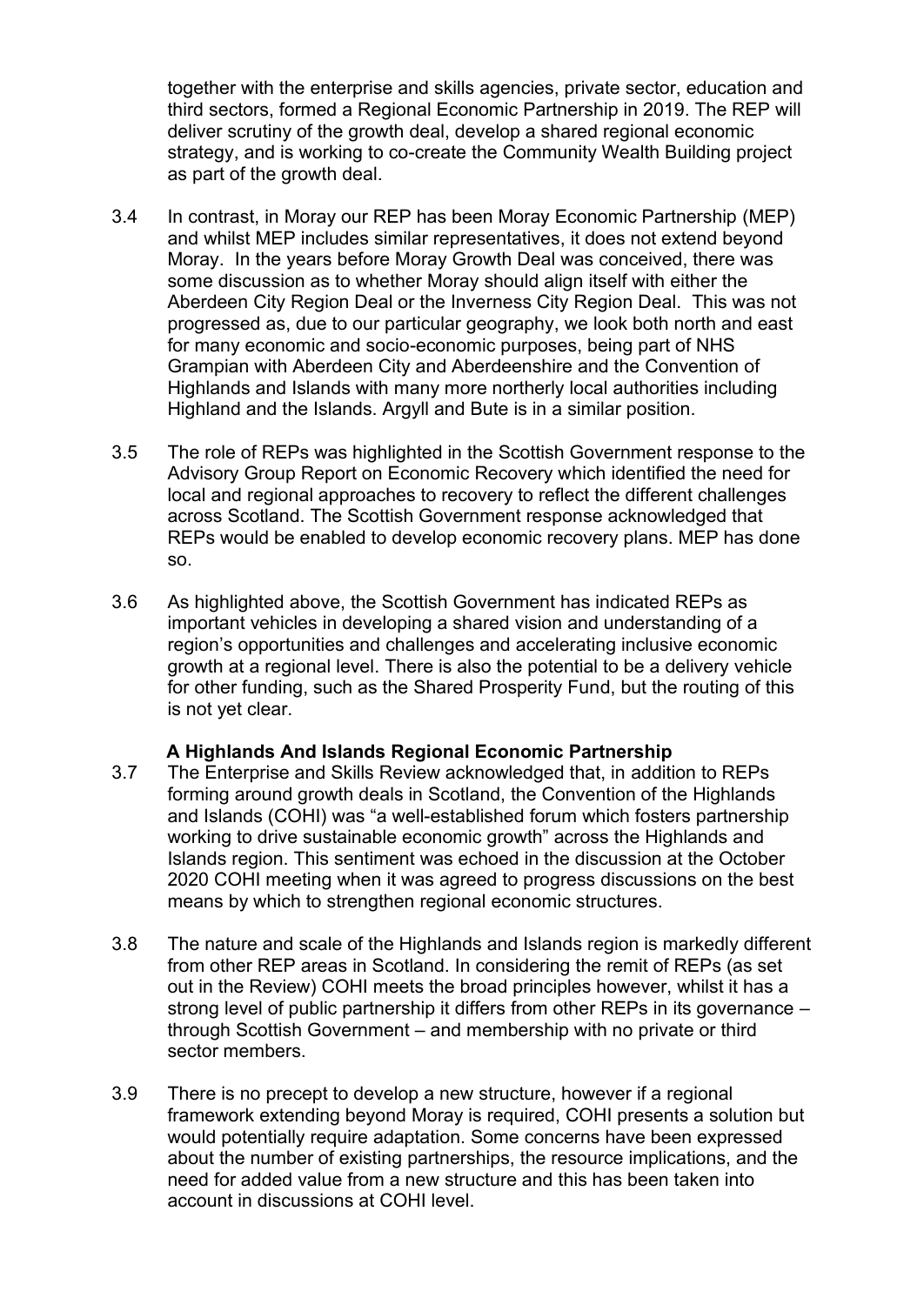together with the enterprise and skills agencies, private sector, education and third sectors, formed a Regional Economic Partnership in 2019. The REP will deliver scrutiny of the growth deal, develop a shared regional economic strategy, and is working to co-create the Community Wealth Building project as part of the growth deal.

3.4 In contrast, in Moray our REP has been Moray Economic Partnership (MEP) and whilst MEP includes similar representatives, it does not extend beyond Moray. In the years before Moray Growth Deal was conceived, there was some discussion as to whether Moray should align itself with either the Aberdeen City Region Deal or the Inverness City Region Deal. This was not progressed as, due to our particular geography, we look both north and east for many economic and socio-economic purposes, being part of NHS Grampian with Aberdeen City and Aberdeenshire and the Convention of Highlands and Islands with many more northerly local authorities including Highland and the Islands. Argyll and Bute is in a similar position.

3.5 The role of REPs was highlighted in the Scottish Government response to the Advisory Group Report on Economic Recovery which identified the need for local and regional approaches to recovery to reflect the different challenges across Scotland. The Scottish Government response acknowledged that REPs would be enabled to develop economic recovery plans. MEP has done so.

3.6 As highlighted above, the Scottish Government has indicated REPs as important vehicles in developing a shared vision and understanding of a region's opportunities and challenges and accelerating inclusive economic growth at a regional level. There is also the potential to be a delivery vehicle for other funding, such as the Shared Prosperity Fund, but the routing of this is not yet clear.

**A Highlands And Islands Regional Economic Partnership**

3.7 The Enterprise and Skills Review acknowledged that, in addition to REPs forming around growth deals in Scotland, the Convention of the Highlands and Islands (COHI) was "a well-established forum which fosters partnership working to drive sustainable economic growth" across the Highlands and Islands region. This sentiment was echoed in the discussion at the October 2020 COHI meeting when it was agreed to progress discussions on the best means by which to strengthen regional economic structures.

3.8 The nature and scale of the Highlands and Islands region is markedly different from other REP areas in Scotland. In considering the remit of REPs (as set out in the Review) COHI meets the broad principles however, whilst it has a strong level of public partnership it differs from other REPs in its governance – through Scottish Government – and membership with no private or third sector members.

3.9 There is no precept to develop a new structure, however if a regional framework extending beyond Moray is required, COHI presents a solution but would potentially require adaptation. Some concerns have been expressed about the number of existing partnerships, the resource implications, and the need for added value from a new structure and this has been taken into account in discussions at COHI level.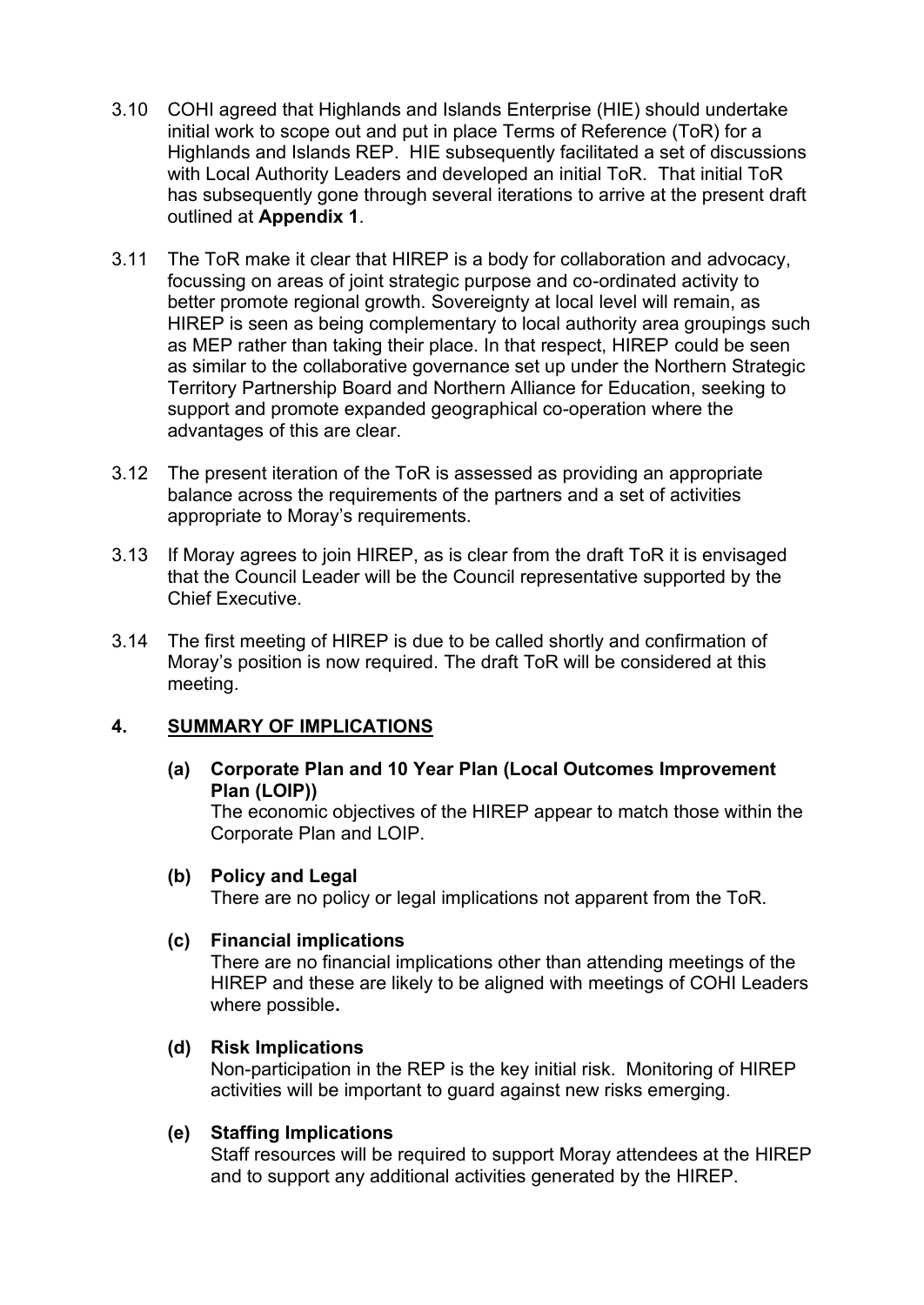3.10 COHI agreed that Highlands and Islands Enterprise (HIE) should undertake initial work to scope out and put in place Terms of Reference (ToR) for a Highlands and Islands REP. HIE subsequently facilitated a set of discussions with Local Authority Leaders and developed an initial ToR. That initial ToR has subsequently gone through several iterations to arrive at the present draft outlined at **Appendix 1**.

3.11 The ToR make it clear that HIREP is a body for collaboration and advocacy, focussing on areas of joint strategic purpose and co-ordinated activity to better promote regional growth. Sovereignty at local level will remain, as HIREP is seen as being complementary to local authority area groupings such as MEP rather than taking their place. In that respect, HIREP could be seen as similar to the collaborative governance set up under the Northern Strategic Territory Partnership Board and Northern Alliance for Education, seeking to support and promote expanded geographical co-operation where the advantages of this are clear.

3.12 The present iteration of the ToR is assessed as providing an appropriate balance across the requirements of the partners and a set of activities appropriate to Moray's requirements.

3.13 If Moray agrees to join HIREP, as is clear from the draft ToR it is envisaged that the Council Leader will be the Council representative supported by the Chief Executive.

3.14 The first meeting of HIREP is due to be called shortly and confirmation of Moray's position is now required. The draft ToR will be considered at this meeting.

## 4. SUMMARY OF IMPLICATIONS

**(a) Corporate Plan and 10 Year Plan (Local Outcomes Improvement Plan (LOIP))**

The economic objectives of the HIREP appear to match those within the Corporate Plan and LOIP.

**(b) Policy and Legal**

There are no policy or legal implications not apparent from the ToR.

**(c) Financial implications**

There are no financial implications other than attending meetings of the HIREP and these are likely to be aligned with meetings of COHI Leaders where possible**.**

**(d) Risk Implications**

Non-participation in the REP is the key initial risk. Monitoring of HIREP activities will be important to guard against new risks emerging.

**(e) Staffing Implications**

Staff resources will be required to support Moray attendees at the HIREP and to support any additional activities generated by the HIREP.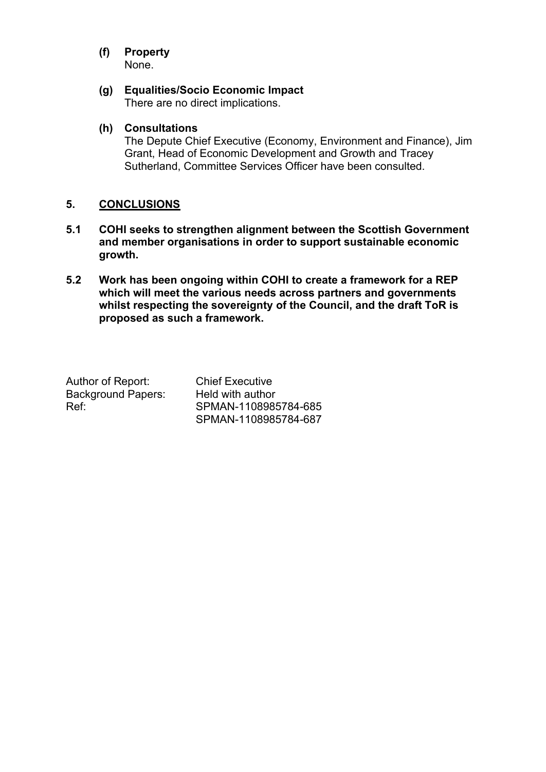**(f) Property**
None.

**(g) Equalities/Socio Economic Impact**
There are no direct implications.

**(h) Consultations**
The Depute Chief Executive (Economy, Environment and Finance), Jim Grant, Head of Economic Development and Growth and Tracey Sutherland, Committee Services Officer have been consulted.

## 5. CONCLUSIONS

**5.1 COHI seeks to strengthen alignment between the Scottish Government and member organisations in order to support sustainable economic growth.**

**5.2 Work has been ongoing within COHI to create a framework for a REP which will meet the various needs across partners and governments whilst respecting the sovereignty of the Council, and the draft ToR is proposed as such a framework.**

| | |
|---|---|
| Author of Report: | Chief Executive |
| Background Papers: | Held with author |
| Ref: | SPMAN-1108985784-685<br>SPMAN-1108985784-687 |